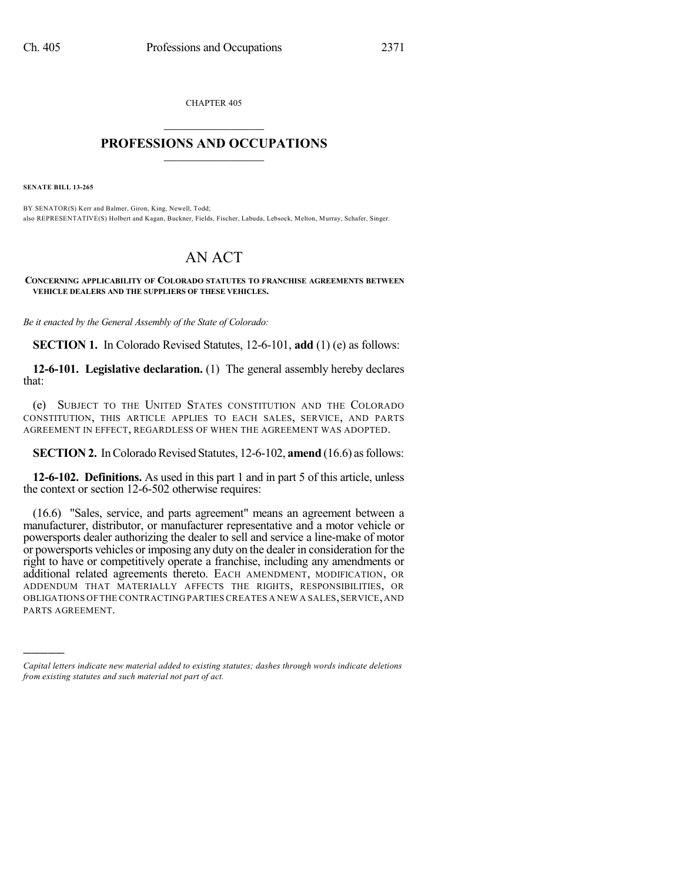CHAPTER 405

# PROFESSIONS AND OCCUPATIONS

**SENATE BILL 13-265**

BY SENATOR(S) Kerr and Balmer, Giron, King, Newell, Todd;
also REPRESENTATIVE(S) Holbert and Kagan, Buckner, Fields, Fischer, Labuda, Lebsock, Melton, Murray, Schafer, Singer.

# AN ACT

**CONCERNING APPLICABILITY OF COLORADO STATUTES TO FRANCHISE AGREEMENTS BETWEEN VEHICLE DEALERS AND THE SUPPLIERS OF THESE VEHICLES.**

*Be it enacted by the General Assembly of the State of Colorado:*

**SECTION 1.** In Colorado Revised Statutes, 12-6-101, **add** (1) (e) as follows:

**12-6-101. Legislative declaration.** (1) The general assembly hereby declares that:

(e) SUBJECT TO THE UNITED STATES CONSTITUTION AND THE COLORADO CONSTITUTION, THIS ARTICLE APPLIES TO EACH SALES, SERVICE, AND PARTS AGREEMENT IN EFFECT, REGARDLESS OF WHEN THE AGREEMENT WAS ADOPTED.

**SECTION 2.** In Colorado Revised Statutes, 12-6-102, **amend** (16.6) as follows:

**12-6-102. Definitions.** As used in this part 1 and in part 5 of this article, unless the context or section 12-6-502 otherwise requires:

(16.6) "Sales, service, and parts agreement" means an agreement between a manufacturer, distributor, or manufacturer representative and a motor vehicle or powersports dealer authorizing the dealer to sell and service a line-make of motor or powersports vehicles or imposing any duty on the dealer in consideration for the right to have or competitively operate a franchise, including any amendments or additional related agreements thereto. EACH AMENDMENT, MODIFICATION, OR ADDENDUM THAT MATERIALLY AFFECTS THE RIGHTS, RESPONSIBILITIES, OR OBLIGATIONS OF THE CONTRACTING PARTIES CREATES A NEW A SALES, SERVICE, AND PARTS AGREEMENT.

---

*Capital letters indicate new material added to existing statutes; dashes through words indicate deletions from existing statutes and such material not part of act.*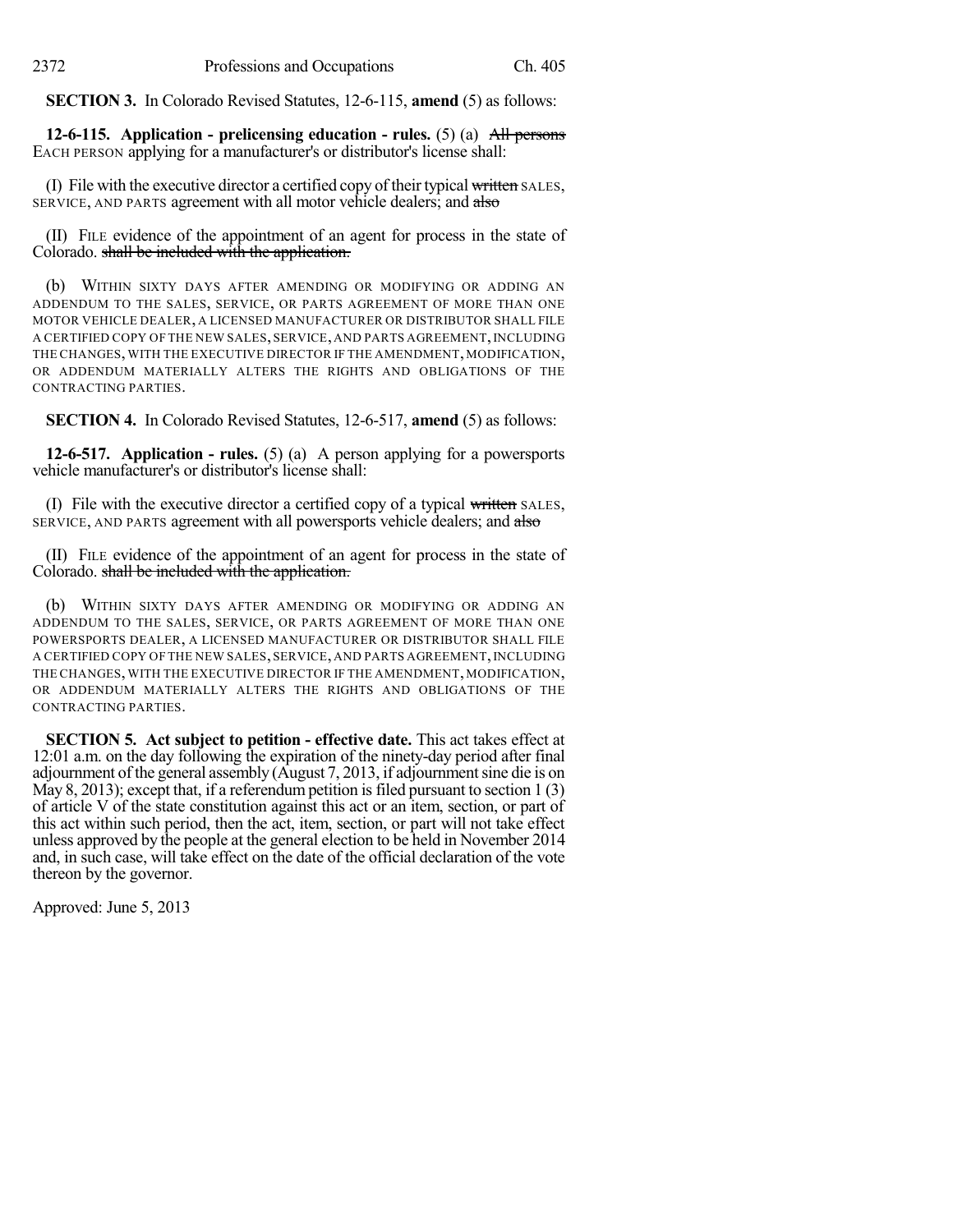**SECTION 3.** In Colorado Revised Statutes, 12-6-115, **amend** (5) as follows:

**12-6-115. Application - prelicensing education - rules.** (5) (a) ~~All persons~~ EACH PERSON applying for a manufacturer's or distributor's license shall:

(I) File with the executive director a certified copy of their typical ~~written~~ SALES, SERVICE, AND PARTS agreement with all motor vehicle dealers; and ~~also~~

(II) FILE evidence of the appointment of an agent for process in the state of Colorado. ~~shall be included with the application.~~

(b) WITHIN SIXTY DAYS AFTER AMENDING OR MODIFYING OR ADDING AN ADDENDUM TO THE SALES, SERVICE, OR PARTS AGREEMENT OF MORE THAN ONE MOTOR VEHICLE DEALER, A LICENSED MANUFACTURER OR DISTRIBUTOR SHALL FILE A CERTIFIED COPY OF THE NEW SALES, SERVICE, AND PARTS AGREEMENT, INCLUDING THE CHANGES, WITH THE EXECUTIVE DIRECTOR IF THE AMENDMENT, MODIFICATION, OR ADDENDUM MATERIALLY ALTERS THE RIGHTS AND OBLIGATIONS OF THE CONTRACTING PARTIES.

**SECTION 4.** In Colorado Revised Statutes, 12-6-517, **amend** (5) as follows:

**12-6-517. Application - rules.** (5) (a) A person applying for a powersports vehicle manufacturer's or distributor's license shall:

(I) File with the executive director a certified copy of a typical ~~written~~ SALES, SERVICE, AND PARTS agreement with all powersports vehicle dealers; and ~~also~~

(II) FILE evidence of the appointment of an agent for process in the state of Colorado. ~~shall be included with the application.~~

(b) WITHIN SIXTY DAYS AFTER AMENDING OR MODIFYING OR ADDING AN ADDENDUM TO THE SALES, SERVICE, OR PARTS AGREEMENT OF MORE THAN ONE POWERSPORTS DEALER, A LICENSED MANUFACTURER OR DISTRIBUTOR SHALL FILE A CERTIFIED COPY OF THE NEW SALES, SERVICE, AND PARTS AGREEMENT, INCLUDING THE CHANGES, WITH THE EXECUTIVE DIRECTOR IF THE AMENDMENT, MODIFICATION, OR ADDENDUM MATERIALLY ALTERS THE RIGHTS AND OBLIGATIONS OF THE CONTRACTING PARTIES.

**SECTION 5. Act subject to petition - effective date.** This act takes effect at 12:01 a.m. on the day following the expiration of the ninety-day period after final adjournment of the general assembly (August 7, 2013, if adjournment sine die is on May 8, 2013); except that, if a referendum petition is filed pursuant to section 1 (3) of article V of the state constitution against this act or an item, section, or part of this act within such period, then the act, item, section, or part will not take effect unless approved by the people at the general election to be held in November 2014 and, in such case, will take effect on the date of the official declaration of the vote thereon by the governor.

Approved: June 5, 2013